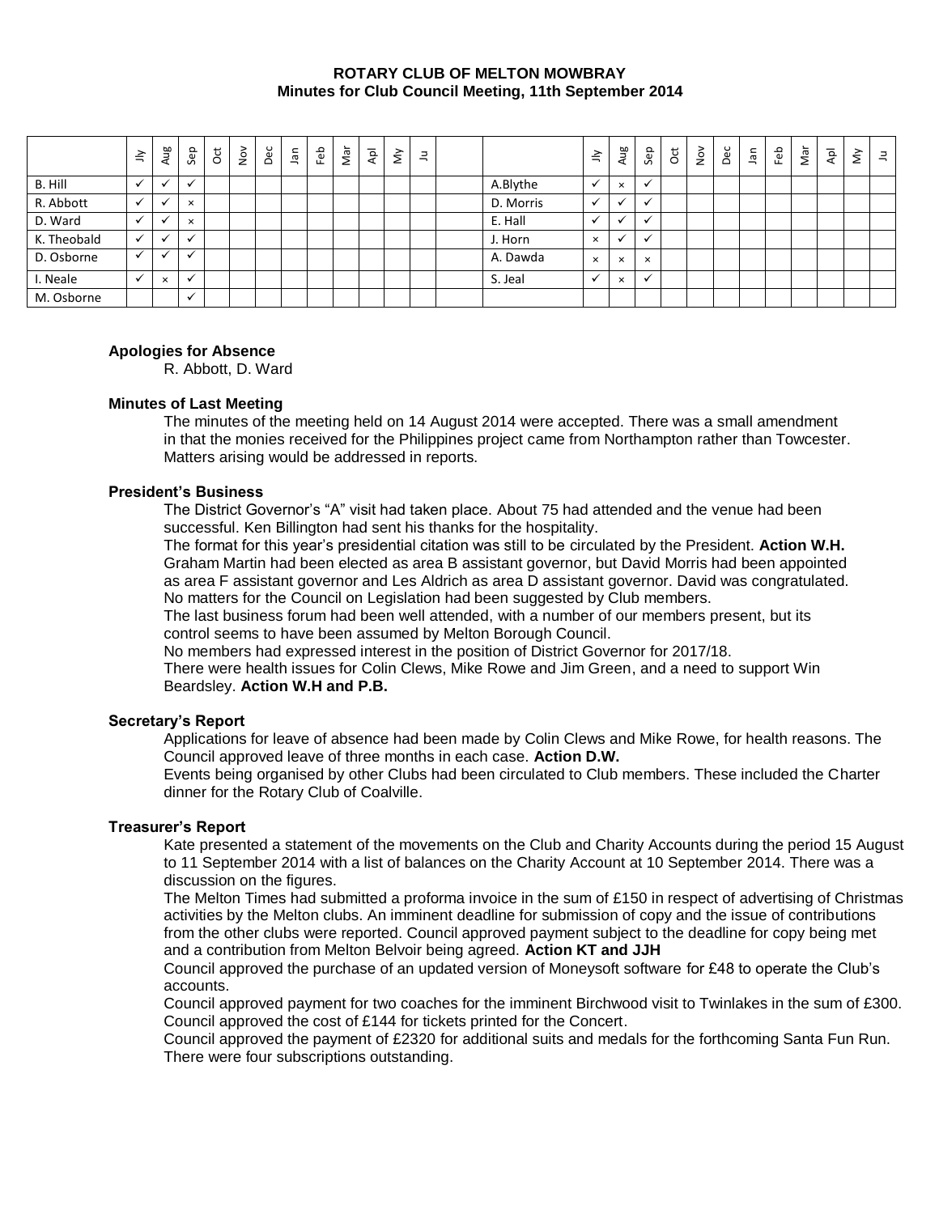# ROTARY CLUB OF MELTON MOWBRAY

## Minutes for Club Council Meeting, 11th September 2014

| | Jly | Aug | Sep | Oct | Nov | Dec | Jan | Feb | Mar | Apl | My | Ju | | | Jly | Aug | Sep | Oct | Nov | Dec | Jan | Feb | Mar | Apl | My | Ju |
|---|---|---|---|---|---|---|---|---|---|---|---|---|---|---|---|---|---|---|---|---|---|---|---|---|---|---|
| B. Hill | ✓ | ✓ | ✓ | | | | | | | | | | | A.Blythe | ✓ | × | ✓ | | | | | | | | | |
| R. Abbott | ✓ | ✓ | × | | | | | | | | | | | D. Morris | ✓ | ✓ | ✓ | | | | | | | | | |
| D. Ward | ✓ | ✓ | × | | | | | | | | | | | E. Hall | ✓ | ✓ | ✓ | | | | | | | | | |
| K. Theobald | ✓ | ✓ | ✓ | | | | | | | | | | | J. Horn | × | ✓ | ✓ | | | | | | | | | |
| D. Osborne | ✓ | ✓ | ✓ | | | | | | | | | | | A. Dawda | × | × | × | | | | | | | | | |
| I. Neale | ✓ | × | ✓ | | | | | | | | | | | S. Jeal | ✓ | × | ✓ | | | | | | | | | |
| M. Osborne | | | ✓ | | | | | | | | | | | | | | | | | | | | | | | |

### Apologies for Absence

R. Abbott, D. Ward

### Minutes of Last Meeting

The minutes of the meeting held on 14 August 2014 were accepted. There was a small amendment in that the monies received for the Philippines project came from Northampton rather than Towcester. Matters arising would be addressed in reports.

### President's Business

The District Governor's "A" visit had taken place. About 75 had attended and the venue had been successful. Ken Billington had sent his thanks for the hospitality.

The format for this year's presidential citation was still to be circulated by the President. **Action W.H.**

Graham Martin had been elected as area B assistant governor, but David Morris had been appointed as area F assistant governor and Les Aldrich as area D assistant governor. David was congratulated.

No matters for the Council on Legislation had been suggested by Club members.

The last business forum had been well attended, with a number of our members present, but its control seems to have been assumed by Melton Borough Council.

No members had expressed interest in the position of District Governor for 2017/18.

There were health issues for Colin Clews, Mike Rowe and Jim Green, and a need to support Win Beardsley. **Action W.H and P.B.**

### Secretary's Report

Applications for leave of absence had been made by Colin Clews and Mike Rowe, for health reasons. The Council approved leave of three months in each case. **Action D.W.**

Events being organised by other Clubs had been circulated to Club members. These included the Charter dinner for the Rotary Club of Coalville.

### Treasurer's Report

Kate presented a statement of the movements on the Club and Charity Accounts during the period 15 August to 11 September 2014 with a list of balances on the Charity Account at 10 September 2014. There was a discussion on the figures.

The Melton Times had submitted a proforma invoice in the sum of £150 in respect of advertising of Christmas activities by the Melton clubs. An imminent deadline for submission of copy and the issue of contributions from the other clubs were reported. Council approved payment subject to the deadline for copy being met and a contribution from Melton Belvoir being agreed. **Action KT and JJH**

Council approved the purchase of an updated version of Moneysoft software for £48 to operate the Club's accounts.

Council approved payment for two coaches for the imminent Birchwood visit to Twinlakes in the sum of £300.

Council approved the cost of £144 for tickets printed for the Concert.

Council approved the payment of £2320 for additional suits and medals for the forthcoming Santa Fun Run.

There were four subscriptions outstanding.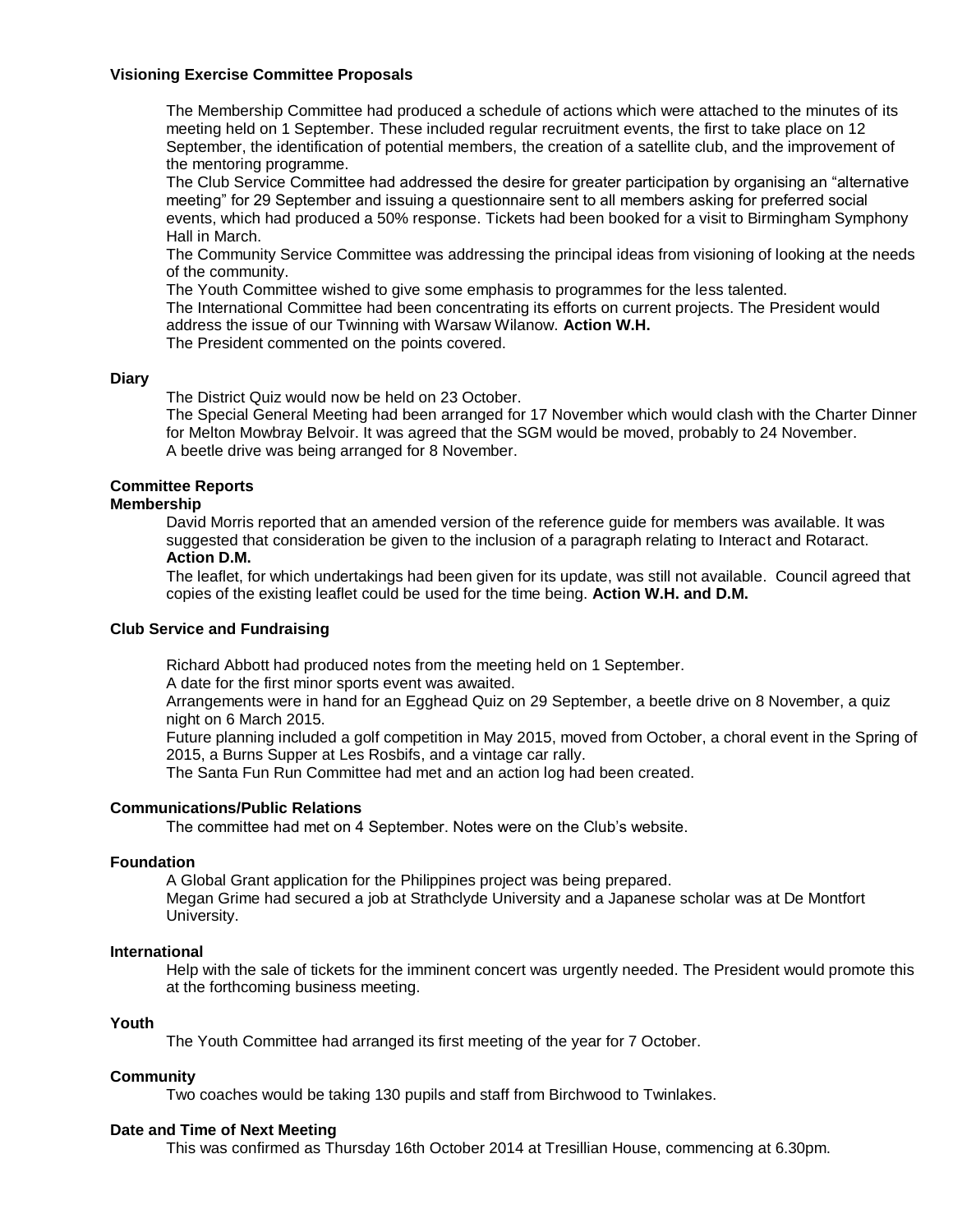### Visioning Exercise Committee Proposals

The Membership Committee had produced a schedule of actions which were attached to the minutes of its meeting held on 1 September. These included regular recruitment events, the first to take place on 12 September, the identification of potential members, the creation of a satellite club, and the improvement of the mentoring programme.

The Club Service Committee had addressed the desire for greater participation by organising an "alternative meeting" for 29 September and issuing a questionnaire sent to all members asking for preferred social events, which had produced a 50% response. Tickets had been booked for a visit to Birmingham Symphony Hall in March.

The Community Service Committee was addressing the principal ideas from visioning of looking at the needs of the community.

The Youth Committee wished to give some emphasis to programmes for the less talented.

The International Committee had been concentrating its efforts on current projects. The President would address the issue of our Twinning with Warsaw Wilanow. **Action W.H.**

The President commented on the points covered.

### Diary

The District Quiz would now be held on 23 October.

The Special General Meeting had been arranged for 17 November which would clash with the Charter Dinner for Melton Mowbray Belvoir. It was agreed that the SGM would be moved, probably to 24 November.

A beetle drive was being arranged for 8 November.

### Committee Reports

#### Membership

David Morris reported that an amended version of the reference guide for members was available. It was suggested that consideration be given to the inclusion of a paragraph relating to Interact and Rotaract. **Action D.M.**

The leaflet, for which undertakings had been given for its update, was still not available. Council agreed that copies of the existing leaflet could be used for the time being. **Action W.H. and D.M.**

#### Club Service and Fundraising

Richard Abbott had produced notes from the meeting held on 1 September.

A date for the first minor sports event was awaited.

Arrangements were in hand for an Egghead Quiz on 29 September, a beetle drive on 8 November, a quiz night on 6 March 2015.

Future planning included a golf competition in May 2015, moved from October, a choral event in the Spring of 2015, a Burns Supper at Les Rosbifs, and a vintage car rally.

The Santa Fun Run Committee had met and an action log had been created.

#### Communications/Public Relations

The committee had met on 4 September. Notes were on the Club's website.

#### Foundation

A Global Grant application for the Philippines project was being prepared.

Megan Grime had secured a job at Strathclyde University and a Japanese scholar was at De Montfort University.

#### International

Help with the sale of tickets for the imminent concert was urgently needed. The President would promote this at the forthcoming business meeting.

#### Youth

The Youth Committee had arranged its first meeting of the year for 7 October.

#### Community

Two coaches would be taking 130 pupils and staff from Birchwood to Twinlakes.

### Date and Time of Next Meeting

This was confirmed as Thursday 16th October 2014 at Tresillian House, commencing at 6.30pm.